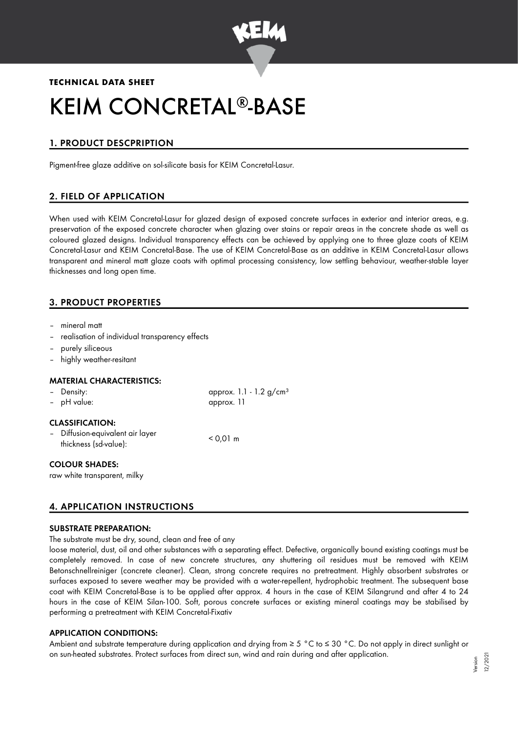**TECHNICAL DATA SHEET**

# KEIM CONCRETAL®-BASE

## 1. PRODUCT DESCPRIPTION

Pigment-free glaze additive on sol-silicate basis for KEIM Concretal-Lasur.

## 2. FIELD OF APPLICATION

When used with KEIM Concretal-Lasur for glazed design of exposed concrete surfaces in exterior and interior areas, e.g. preservation of the exposed concrete character when glazing over stains or repair areas in the concrete shade as well as coloured glazed designs. Individual transparency effects can be achieved by applying one to three glaze coats of KEIM Concretal-Lasur and KEIM Concretal-Base. The use of KEIM Concretal-Base as an additive in KEIM Concretal-Lasur allows transparent and mineral matt glaze coats with optimal processing consistency, low settling behaviour, weather-stable layer thicknesses and long open time.

## 3. PRODUCT PROPERTIES

- mineral matt
- realisation of individual transparency effects
- purely siliceous
- highly weather-resitant

### MATERIAL CHARACTERISTICS:

| | |
|---|---|
| – Density: | approx. 1.1 - 1.2 g/cm³ |
| – pH value: | approx. 11 |

### CLASSIFICATION:

| | |
|---|---|
| – Diffusion-equivalent air layer thickness (sd-value): | < 0,01 m |

### COLOUR SHADES:

raw white transparent, milky

## 4. APPLICATION INSTRUCTIONS

### SUBSTRATE PREPARATION:

The substrate must be dry, sound, clean and free of any loose material, dust, oil and other substances with a separating effect. Defective, organically bound existing coatings must be completely removed. In case of new concrete structures, any shuttering oil residues must be removed with KEIM Betonschnellreiniger (concrete cleaner). Clean, strong concrete requires no pretreatment. Highly absorbent substrates or surfaces exposed to severe weather may be provided with a water-repellent, hydrophobic treatment. The subsequent base coat with KEIM Concretal-Base is to be applied after approx. 4 hours in the case of KEIM Silangrund and after 4 to 24 hours in the case of KEIM Silan-100. Soft, porous concrete surfaces or existing mineral coatings may be stabilised by performing a pretreatment with KEIM Concretal-Fixativ

### APPLICATION CONDITIONS:

Ambient and substrate temperature during application and drying from ≥ 5 °C to ≤ 30 °C. Do not apply in direct sunlight or on sun-heated substrates. Protect surfaces from direct sun, wind and rain during and after application.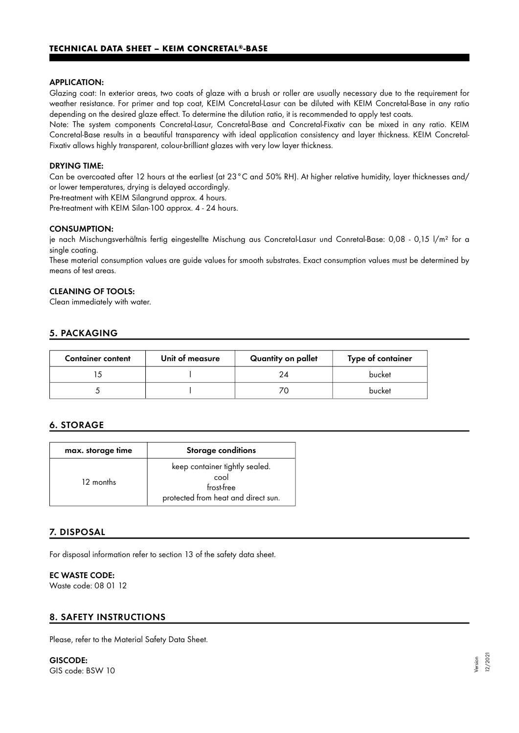#### APPLICATION:

Glazing coat: In exterior areas, two coats of glaze with a brush or roller are usually necessary due to the requirement for weather resistance. For primer and top coat, KEIM Concretal-Lasur can be diluted with KEIM Concretal-Base in any ratio depending on the desired glaze effect. To determine the dilution ratio, it is recommended to apply test coats.

Note: The system components Concretal-Lasur, Concretal-Base and Concretal-Fixativ can be mixed in any ratio. KEIM Concretal-Base results in a beautiful transparency with ideal application consistency and layer thickness. KEIM Concretal-Fixativ allows highly transparent, colour-brilliant glazes with very low layer thickness.

#### DRYING TIME:

Can be overcoated after 12 hours at the earliest (at 23 °C and 50% RH). At higher relative humidity, layer thicknesses and/ or lower temperatures, drying is delayed accordingly.

Pre-treatment with KEIM Silangrund approx. 4 hours.

Pre-treatment with KEIM Silan-100 approx. 4 - 24 hours.

#### CONSUMPTION:

je nach Mischungsverhältnis fertig eingestellte Mischung aus Concretal-Lasur und Conretal-Base: 0,08 - 0,15 l/m² for a single coating.

These material consumption values are guide values for smooth substrates. Exact consumption values must be determined by means of test areas.

#### CLEANING OF TOOLS:

Clean immediately with water.

## 5. PACKAGING

| Container content | Unit of measure | Quantity on pallet | Type of container |
|---|---|---|---|
| 15 | l | 24 | bucket |
| 5 | l | 70 | bucket |

## 6. STORAGE

| max. storage time | Storage conditions |
|---|---|
| 12 months | keep container tightly sealed. cool frost-free protected from heat and direct sun. |

## 7. DISPOSAL

For disposal information refer to section 13 of the safety data sheet.

#### EC WASTE CODE:

Waste code: 08 01 12

## 8. SAFETY INSTRUCTIONS

Please, refer to the Material Safety Data Sheet.

#### GISCODE:

GIS code: BSW 10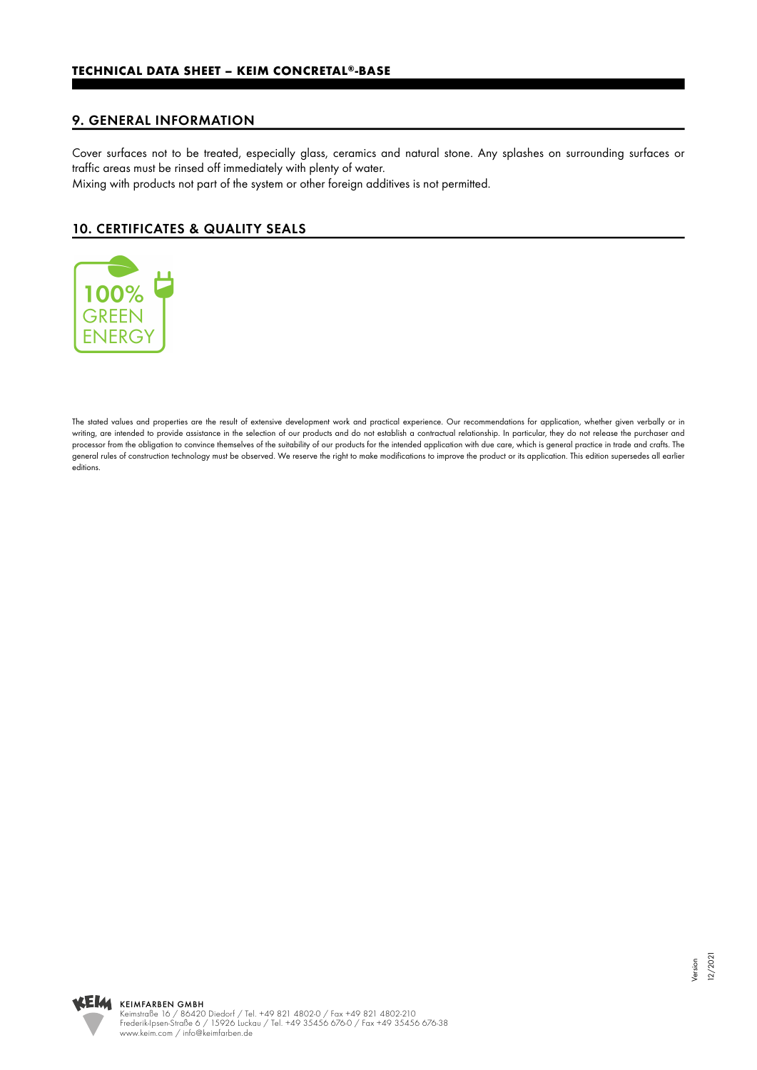## 9. GENERAL INFORMATION

Cover surfaces not to be treated, especially glass, ceramics and natural stone. Any splashes on surrounding surfaces or traffic areas must be rinsed off immediately with plenty of water.
Mixing with products not part of the system or other foreign additives is not permitted.

## 10. CERTIFICATES & QUALITY SEALS

100% GREEN ENERGY

The stated values and properties are the result of extensive development work and practical experience. Our recommendations for application, whether given verbally or in writing, are intended to provide assistance in the selection of our products and do not establish a contractual relationship. In particular, they do not release the purchaser and processor from the obligation to convince themselves of the suitability of our products for the intended application with due care, which is general practice in trade and crafts. The general rules of construction technology must be observed. We reserve the right to make modifications to improve the product or its application. This edition supersedes all earlier editions.

KEIMFARBEN GMBH
Keimstraße 16 / 86420 Diedorf / Tel. +49 821 4802-0 / Fax +49 821 4802-210
Frederik-Ipsen-Straße 6 / 15926 Luckau / Tel. +49 35456 676-0 / Fax +49 35456 676-38
www.keim.com / info@keimfarben.de

Version 12/2021